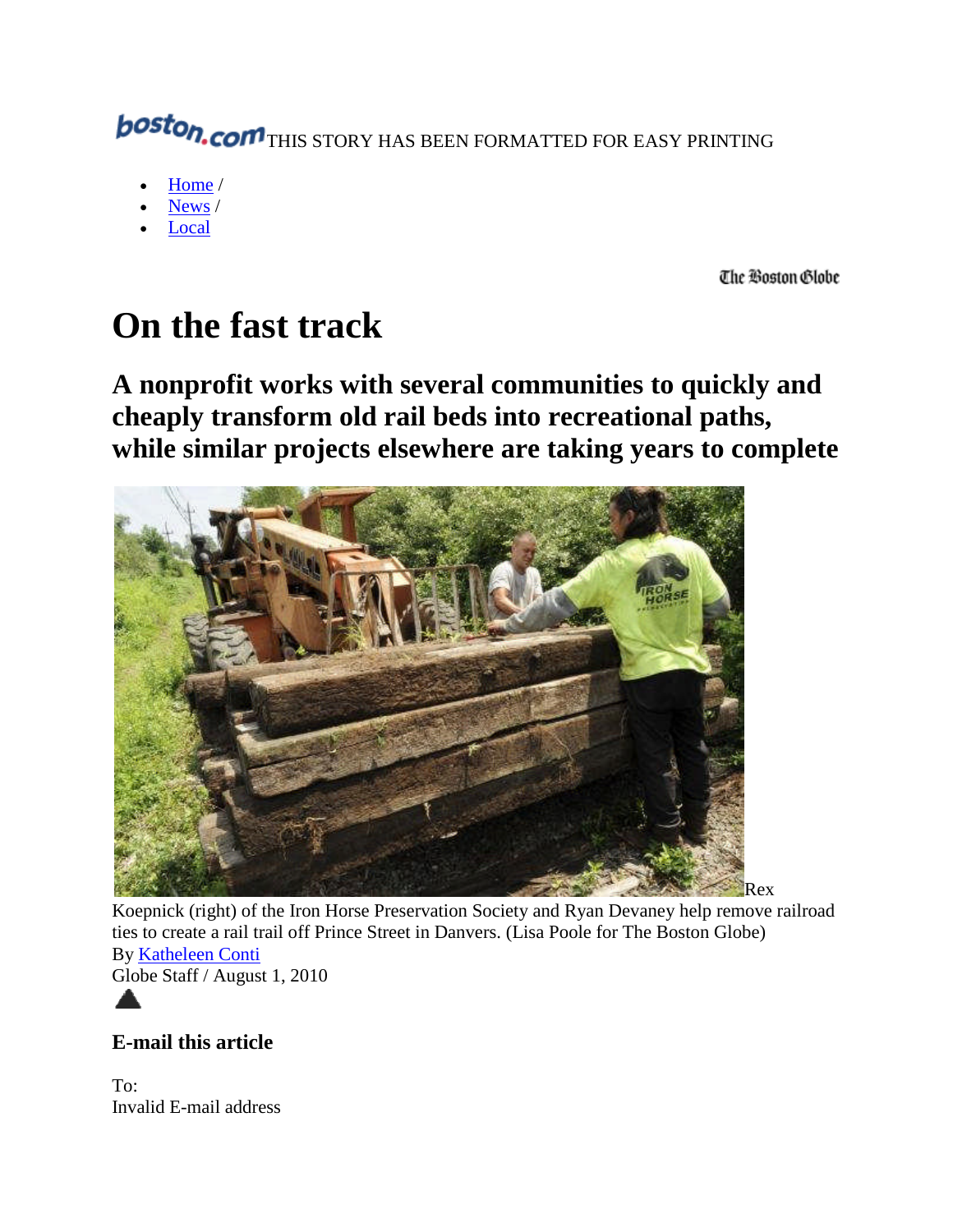boston.com THIS STORY HAS BEEN FORMATTED FOR EASY PRINTING

- Home /
- News /
- Local

The Boston Globe

# On the fast track

## A nonprofit works with several communities to quickly and cheaply transform old rail beds into recreational paths, while similar projects elsewhere are taking years to complete

Rex Koepnick (right) of the Iron Horse Preservation Society and Ryan Devaney help remove railroad ties to create a rail trail off Prince Street in Danvers. (Lisa Poole for The Boston Globe)

By Katheleen Conti
Globe Staff / August 1, 2010

### E-mail this article

To:
Invalid E-mail address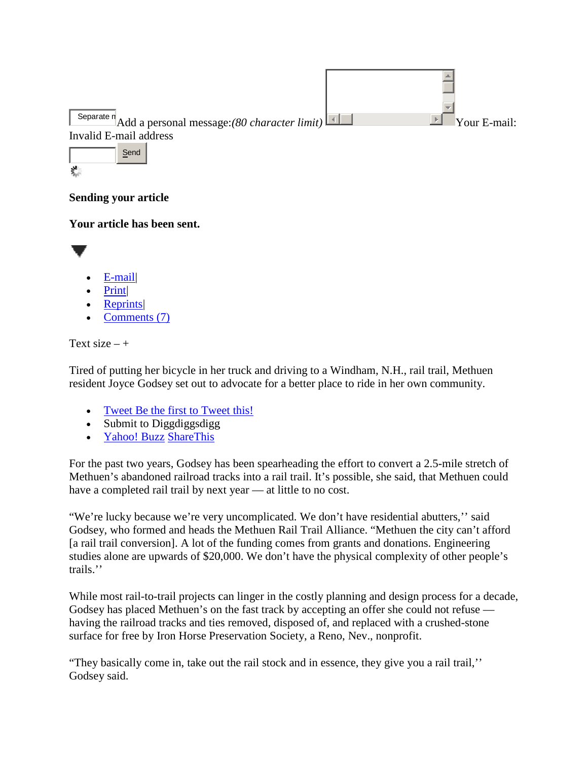Separate multiple e-mail addresses with commas. Add a personal message: *(80 character limit)* Your E-mail:
Invalid E-mail address

Send

**Sending your article**

**Your article has been sent.**

- E-mail|
- Print|
- Reprints|
- Comments (7)

Text size – +

Tired of putting her bicycle in her truck and driving to a Windham, N.H., rail trail, Methuen resident Joyce Godsey set out to advocate for a better place to ride in her own community.

- Tweet Be the first to Tweet this!
- Submit to Diggdiggsdigg
- Yahoo! Buzz ShareThis

For the past two years, Godsey has been spearheading the effort to convert a 2.5-mile stretch of Methuen's abandoned railroad tracks into a rail trail. It's possible, she said, that Methuen could have a completed rail trail by next year — at little to no cost.

"We're lucky because we're very uncomplicated. We don't have residential abutters,'' said Godsey, who formed and heads the Methuen Rail Trail Alliance. "Methuen the city can't afford [a rail trail conversion]. A lot of the funding comes from grants and donations. Engineering studies alone are upwards of $20,000. We don't have the physical complexity of other people's trails.''

While most rail-to-trail projects can linger in the costly planning and design process for a decade, Godsey has placed Methuen's on the fast track by accepting an offer she could not refuse — having the railroad tracks and ties removed, disposed of, and replaced with a crushed-stone surface for free by Iron Horse Preservation Society, a Reno, Nev., nonprofit.

"They basically come in, take out the rail stock and in essence, they give you a rail trail,'' Godsey said.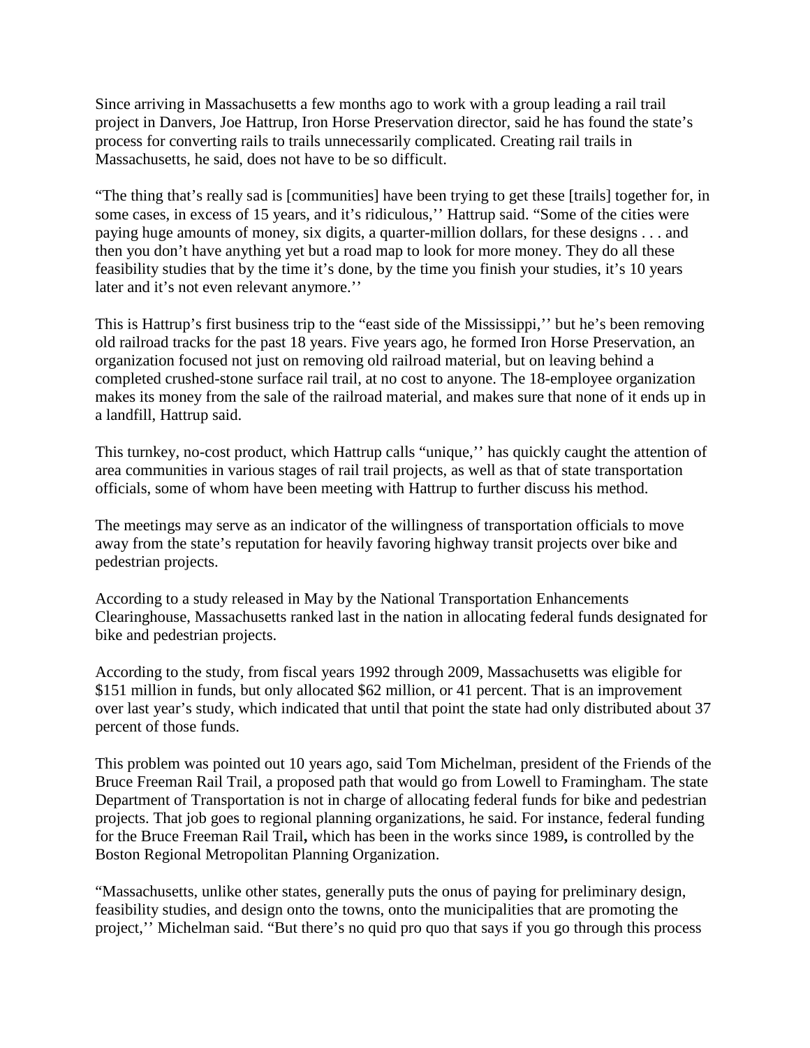Since arriving in Massachusetts a few months ago to work with a group leading a rail trail project in Danvers, Joe Hattrup, Iron Horse Preservation director, said he has found the state's process for converting rails to trails unnecessarily complicated. Creating rail trails in Massachusetts, he said, does not have to be so difficult.

"The thing that's really sad is [communities] have been trying to get these [trails] together for, in some cases, in excess of 15 years, and it's ridiculous,'' Hattrup said. "Some of the cities were paying huge amounts of money, six digits, a quarter-million dollars, for these designs . . . and then you don't have anything yet but a road map to look for more money. They do all these feasibility studies that by the time it's done, by the time you finish your studies, it's 10 years later and it's not even relevant anymore.''

This is Hattrup's first business trip to the "east side of the Mississippi,'' but he's been removing old railroad tracks for the past 18 years. Five years ago, he formed Iron Horse Preservation, an organization focused not just on removing old railroad material, but on leaving behind a completed crushed-stone surface rail trail, at no cost to anyone. The 18-employee organization makes its money from the sale of the railroad material, and makes sure that none of it ends up in a landfill, Hattrup said.

This turnkey, no-cost product, which Hattrup calls "unique,'' has quickly caught the attention of area communities in various stages of rail trail projects, as well as that of state transportation officials, some of whom have been meeting with Hattrup to further discuss his method.

The meetings may serve as an indicator of the willingness of transportation officials to move away from the state's reputation for heavily favoring highway transit projects over bike and pedestrian projects.

According to a study released in May by the National Transportation Enhancements Clearinghouse, Massachusetts ranked last in the nation in allocating federal funds designated for bike and pedestrian projects.

According to the study, from fiscal years 1992 through 2009, Massachusetts was eligible for \$151 million in funds, but only allocated \$62 million, or 41 percent. That is an improvement over last year's study, which indicated that until that point the state had only distributed about 37 percent of those funds.

This problem was pointed out 10 years ago, said Tom Michelman, president of the Friends of the Bruce Freeman Rail Trail, a proposed path that would go from Lowell to Framingham. The state Department of Transportation is not in charge of allocating federal funds for bike and pedestrian projects. That job goes to regional planning organizations, he said. For instance, federal funding for the Bruce Freeman Rail Trail**,** which has been in the works since 1989**,** is controlled by the Boston Regional Metropolitan Planning Organization.

"Massachusetts, unlike other states, generally puts the onus of paying for preliminary design, feasibility studies, and design onto the towns, onto the municipalities that are promoting the project,'' Michelman said. "But there's no quid pro quo that says if you go through this process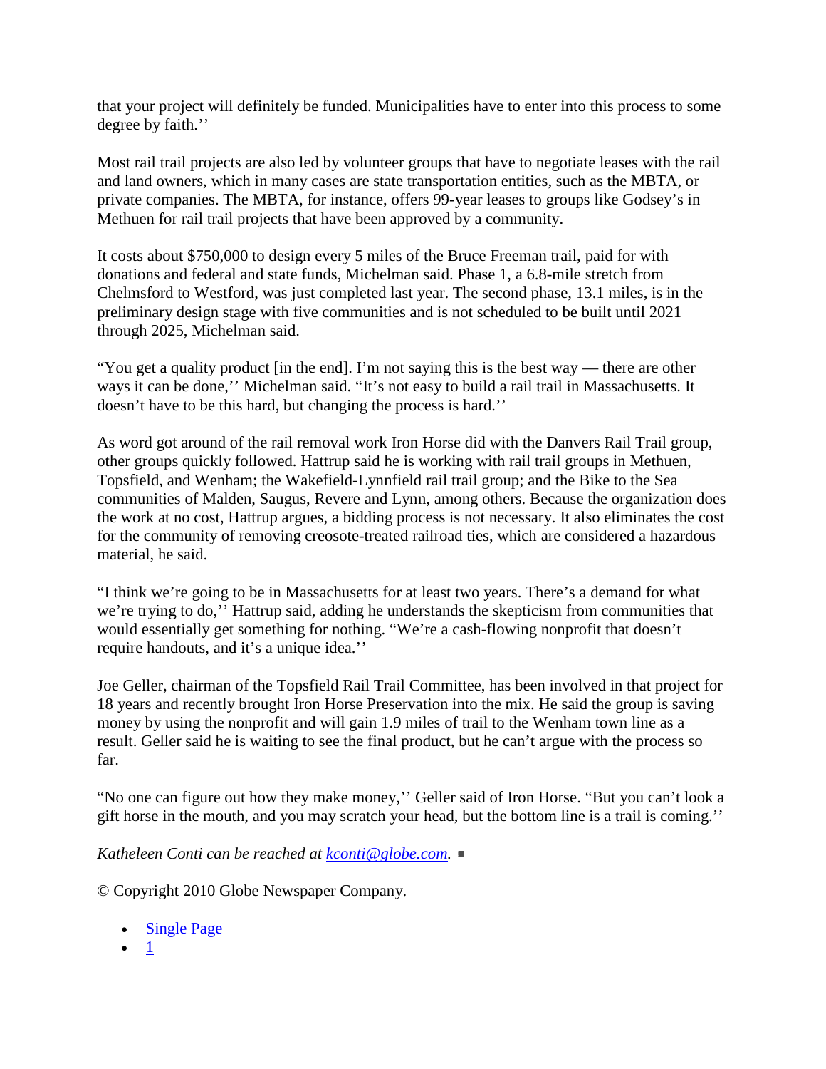that your project will definitely be funded. Municipalities have to enter into this process to some degree by faith.''

Most rail trail projects are also led by volunteer groups that have to negotiate leases with the rail and land owners, which in many cases are state transportation entities, such as the MBTA, or private companies. The MBTA, for instance, offers 99-year leases to groups like Godsey's in Methuen for rail trail projects that have been approved by a community.

It costs about $750,000 to design every 5 miles of the Bruce Freeman trail, paid for with donations and federal and state funds, Michelman said. Phase 1, a 6.8-mile stretch from Chelmsford to Westford, was just completed last year. The second phase, 13.1 miles, is in the preliminary design stage with five communities and is not scheduled to be built until 2021 through 2025, Michelman said.

"You get a quality product [in the end]. I'm not saying this is the best way — there are other ways it can be done,'' Michelman said. "It's not easy to build a rail trail in Massachusetts. It doesn't have to be this hard, but changing the process is hard.''

As word got around of the rail removal work Iron Horse did with the Danvers Rail Trail group, other groups quickly followed. Hattrup said he is working with rail trail groups in Methuen, Topsfield, and Wenham; the Wakefield-Lynnfield rail trail group; and the Bike to the Sea communities of Malden, Saugus, Revere and Lynn, among others. Because the organization does the work at no cost, Hattrup argues, a bidding process is not necessary. It also eliminates the cost for the community of removing creosote-treated railroad ties, which are considered a hazardous material, he said.

"I think we're going to be in Massachusetts for at least two years. There's a demand for what we're trying to do,'' Hattrup said, adding he understands the skepticism from communities that would essentially get something for nothing. "We're a cash-flowing nonprofit that doesn't require handouts, and it's a unique idea.''

Joe Geller, chairman of the Topsfield Rail Trail Committee, has been involved in that project for 18 years and recently brought Iron Horse Preservation into the mix. He said the group is saving money by using the nonprofit and will gain 1.9 miles of trail to the Wenham town line as a result. Geller said he is waiting to see the final product, but he can't argue with the process so far.

"No one can figure out how they make money,'' Geller said of Iron Horse. "But you can't look a gift horse in the mouth, and you may scratch your head, but the bottom line is a trail is coming.''

*Katheleen Conti can be reached at kconti@globe.com.* ■

© Copyright 2010 Globe Newspaper Company.

- Single Page
- 1